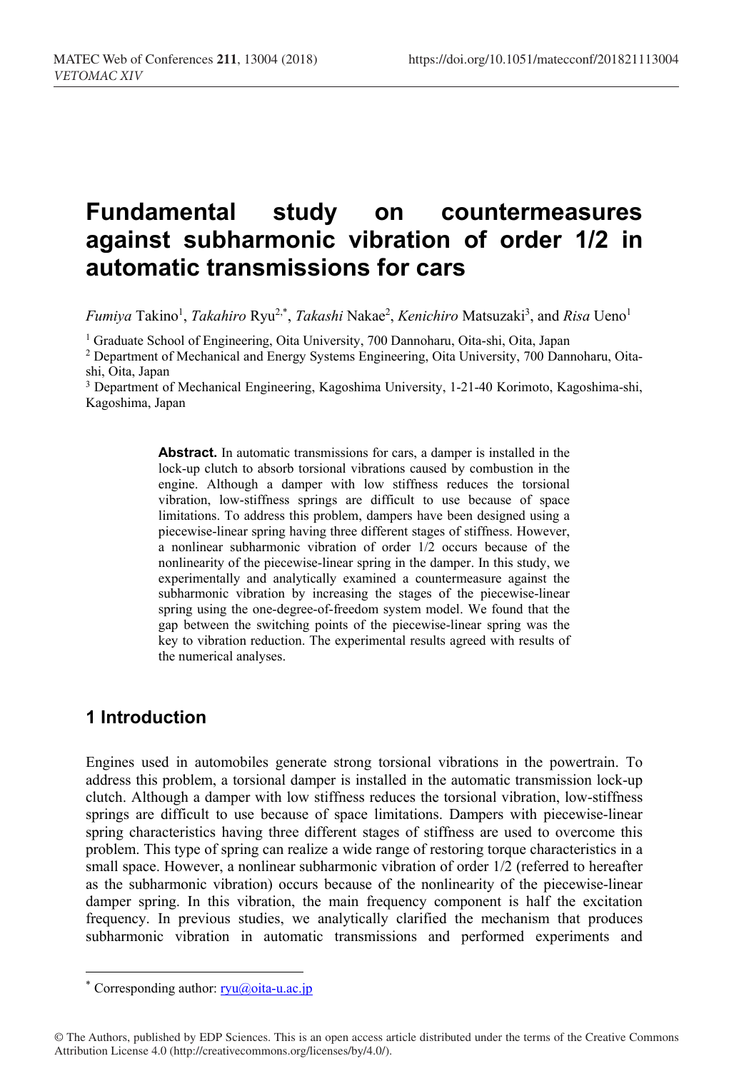# Fundamental study on countermeasures against subharmonic vibration of order 1/2 in automatic transmissions for cars

*Fumiya* Takino[1], *Takahiro* Ryu[2,*], *Takashi* Nakae[2], *Kenichiro* Matsuzaki[3], and *Risa* Ueno[1]

[1] Graduate School of Engineering, Oita University, 700 Dannoharu, Oita-shi, Oita, Japan

[2] Department of Mechanical and Energy Systems Engineering, Oita University, 700 Dannoharu, Oita-shi, Oita, Japan

[3] Department of Mechanical Engineering, Kagoshima University, 1-21-40 Korimoto, Kagoshima-shi, Kagoshima, Japan

**Abstract.** In automatic transmissions for cars, a damper is installed in the lock-up clutch to absorb torsional vibrations caused by combustion in the engine. Although a damper with low stiffness reduces the torsional vibration, low-stiffness springs are difficult to use because of space limitations. To address this problem, dampers have been designed using a piecewise-linear spring having three different stages of stiffness. However, a nonlinear subharmonic vibration of order 1/2 occurs because of the nonlinearity of the piecewise-linear spring in the damper. In this study, we experimentally and analytically examined a countermeasure against the subharmonic vibration by increasing the stages of the piecewise-linear spring using the one-degree-of-freedom system model. We found that the gap between the switching points of the piecewise-linear spring was the key to vibration reduction. The experimental results agreed with results of the numerical analyses.

## 1 Introduction

Engines used in automobiles generate strong torsional vibrations in the powertrain. To address this problem, a torsional damper is installed in the automatic transmission lock-up clutch. Although a damper with low stiffness reduces the torsional vibration, low-stiffness springs are difficult to use because of space limitations. Dampers with piecewise-linear spring characteristics having three different stages of stiffness are used to overcome this problem. This type of spring can realize a wide range of restoring torque characteristics in a small space. However, a nonlinear subharmonic vibration of order 1/2 (referred to hereafter as the subharmonic vibration) occurs because of the nonlinearity of the piecewise-linear damper spring. In this vibration, the main frequency component is half the excitation frequency. In previous studies, we analytically clarified the mechanism that produces subharmonic vibration in automatic transmissions and performed experiments and

* Corresponding author: ryu@oita-u.ac.jp

© The Authors, published by EDP Sciences. This is an open access article distributed under the terms of the Creative Commons Attribution License 4.0 (http://creativecommons.org/licenses/by/4.0/).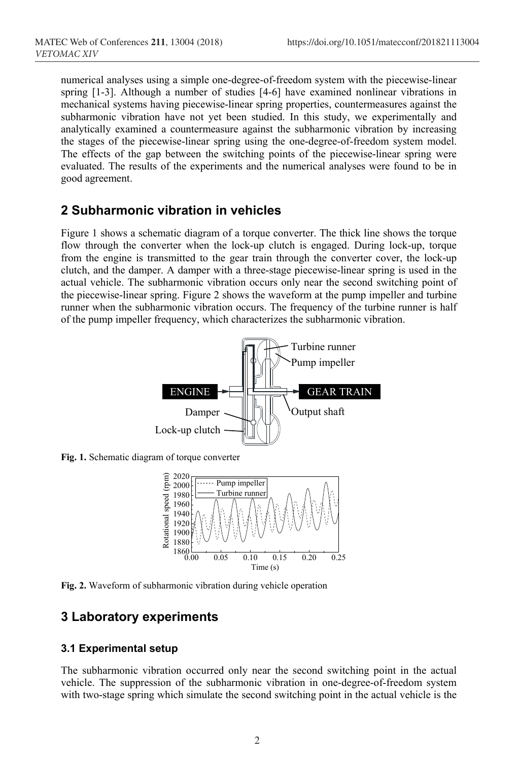numerical analyses using a simple one-degree-of-freedom system with the piecewise-linear spring [1-3]. Although a number of studies [4-6] have examined nonlinear vibrations in mechanical systems having piecewise-linear spring properties, countermeasures against the subharmonic vibration have not yet been studied. In this study, we experimentally and analytically examined a countermeasure against the subharmonic vibration by increasing the stages of the piecewise-linear spring using the one-degree-of-freedom system model. The effects of the gap between the switching points of the piecewise-linear spring were evaluated. The results of the experiments and the numerical analyses were found to be in good agreement.

## 2 Subharmonic vibration in vehicles

Figure 1 shows a schematic diagram of a torque converter. The thick line shows the torque flow through the converter when the lock-up clutch is engaged. During lock-up, torque from the engine is transmitted to the gear train through the converter cover, the lock-up clutch, and the damper. A damper with a three-stage piecewise-linear spring is used in the actual vehicle. The subharmonic vibration occurs only near the second switching point of the piecewise-linear spring. Figure 2 shows the waveform at the pump impeller and turbine runner when the subharmonic vibration occurs. The frequency of the turbine runner is half of the pump impeller frequency, which characterizes the subharmonic vibration.

**Fig. 1.** Schematic diagram of torque converter

**Fig. 2.** Waveform of subharmonic vibration during vehicle operation

## 3 Laboratory experiments

### 3.1 Experimental setup

The subharmonic vibration occurred only near the second switching point in the actual vehicle. The suppression of the subharmonic vibration in one-degree-of-freedom system with two-stage spring which simulate the second switching point in the actual vehicle is the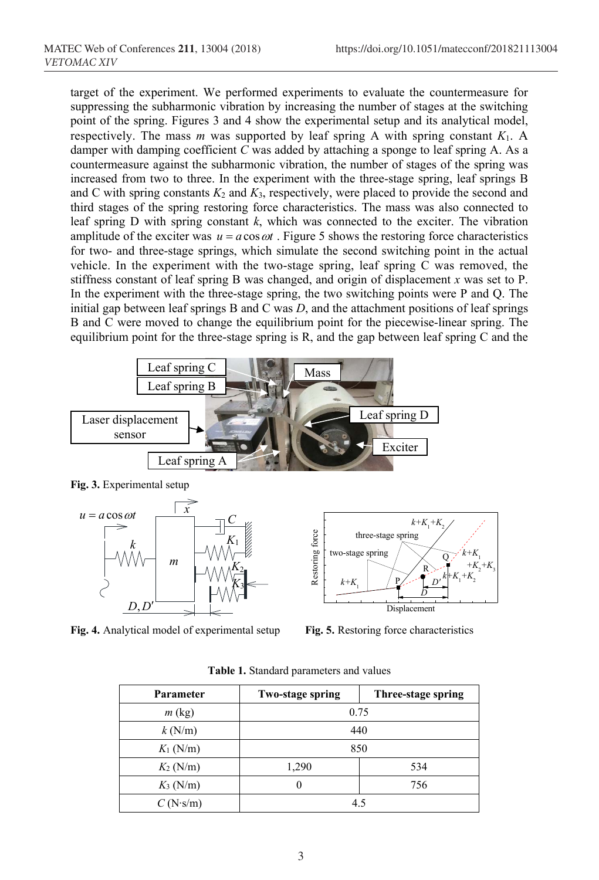target of the experiment. We performed experiments to evaluate the countermeasure for suppressing the subharmonic vibration by increasing the number of stages at the switching point of the spring. Figures 3 and 4 show the experimental setup and its analytical model, respectively. The mass $m$ was supported by leaf spring A with spring constant $K_1$. A damper with damping coefficient $C$ was added by attaching a sponge to leaf spring A. As a countermeasure against the subharmonic vibration, the number of stages of the spring was increased from two to three. In the experiment with the three-stage spring, leaf springs B and C with spring constants $K_2$ and $K_3$, respectively, were placed to provide the second and third stages of the spring restoring force characteristics. The mass was also connected to leaf spring D with spring constant $k$, which was connected to the exciter. The vibration amplitude of the exciter was $u = a\cos\omega t$ . Figure 5 shows the restoring force characteristics for two- and three-stage springs, which simulate the second switching point in the actual vehicle. In the experiment with the two-stage spring, leaf spring C was removed, the stiffness constant of leaf spring B was changed, and origin of displacement $x$ was set to P. In the experiment with the three-stage spring, the two switching points were P and Q. The initial gap between leaf springs B and C was $D$, and the attachment positions of leaf springs B and C were moved to change the equilibrium point for the piecewise-linear spring. The equilibrium point for the three-stage spring is R, and the gap between leaf spring C and the

**Fig. 3.** Experimental setup

**Fig. 4.** Analytical model of experimental setup

**Fig. 5.** Restoring force characteristics

**Table 1.** Standard parameters and values

| Parameter | Two-stage spring | Three-stage spring |
|---|---|---|
| $m$ (kg) | 0.75 | |
| $k$ (N/m) | 440 | |
| $K_1$ (N/m) | 850 | |
| $K_2$ (N/m) | 1,290 | 534 |
| $K_3$ (N/m) | 0 | 756 |
| $C$ (N·s/m) | 4.5 | |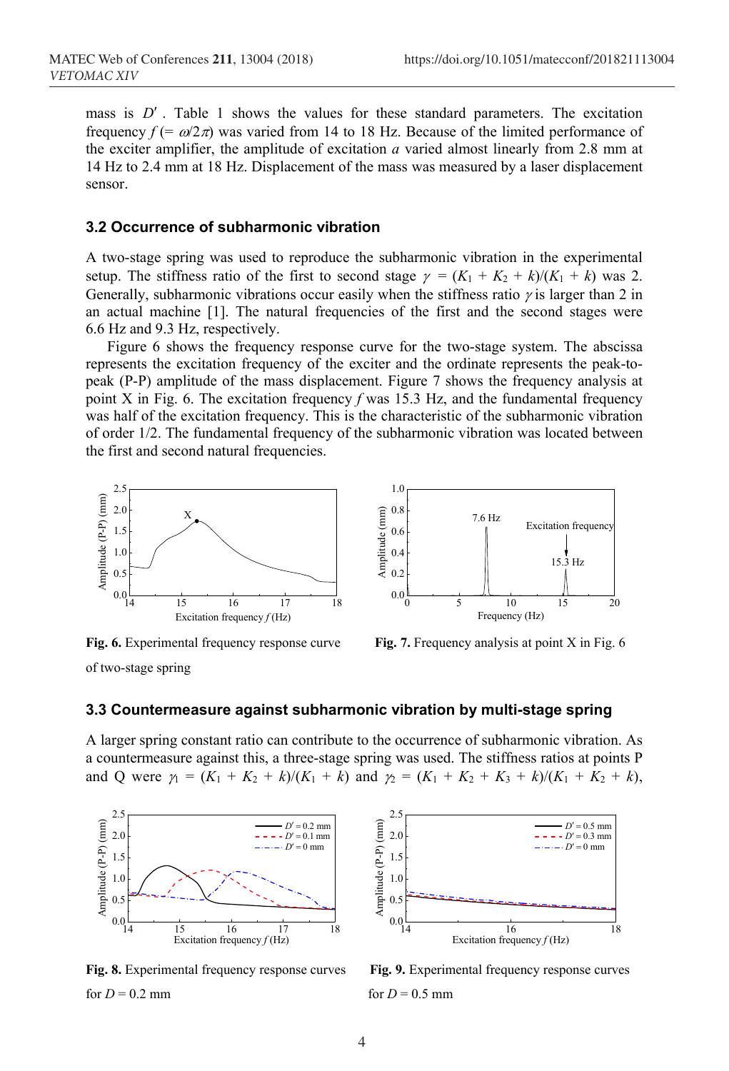mass is $D'$. Table 1 shows the values for these standard parameters. The excitation frequency $f$ (= $\omega/2\pi$) was varied from 14 to 18 Hz. Because of the limited performance of the exciter amplifier, the amplitude of excitation $a$ varied almost linearly from 2.8 mm at 14 Hz to 2.4 mm at 18 Hz. Displacement of the mass was measured by a laser displacement sensor.

### 3.2 Occurrence of subharmonic vibration

A two-stage spring was used to reproduce the subharmonic vibration in the experimental setup. The stiffness ratio of the first to second stage $\gamma = (K_1 + K_2 + k)/(K_1 + k)$ was 2. Generally, subharmonic vibrations occur easily when the stiffness ratio $\gamma$ is larger than 2 in an actual machine [1]. The natural frequencies of the first and the second stages were 6.6 Hz and 9.3 Hz, respectively.

Figure 6 shows the frequency response curve for the two-stage system. The abscissa represents the excitation frequency of the exciter and the ordinate represents the peak-to-peak (P-P) amplitude of the mass displacement. Figure 7 shows the frequency analysis at point X in Fig. 6. The excitation frequency $f$ was 15.3 Hz, and the fundamental frequency was half of the excitation frequency. This is the characteristic of the subharmonic vibration of order 1/2. The fundamental frequency of the subharmonic vibration was located between the first and second natural frequencies.

**Fig. 6.** Experimental frequency response curve of two-stage spring

**Fig. 7.** Frequency analysis at point X in Fig. 6

### 3.3 Countermeasure against subharmonic vibration by multi-stage spring

A larger spring constant ratio can contribute to the occurrence of subharmonic vibration. As a countermeasure against this, a three-stage spring was used. The stiffness ratios at points P and Q were $\gamma_1 = (K_1 + K_2 + k)/(K_1 + k)$ and $\gamma_2 = (K_1 + K_2 + K_3 + k)/(K_1 + K_2 + k)$,

**Fig. 8.** Experimental frequency response curves for $D$ = 0.2 mm

**Fig. 9.** Experimental frequency response curves for $D$ = 0.5 mm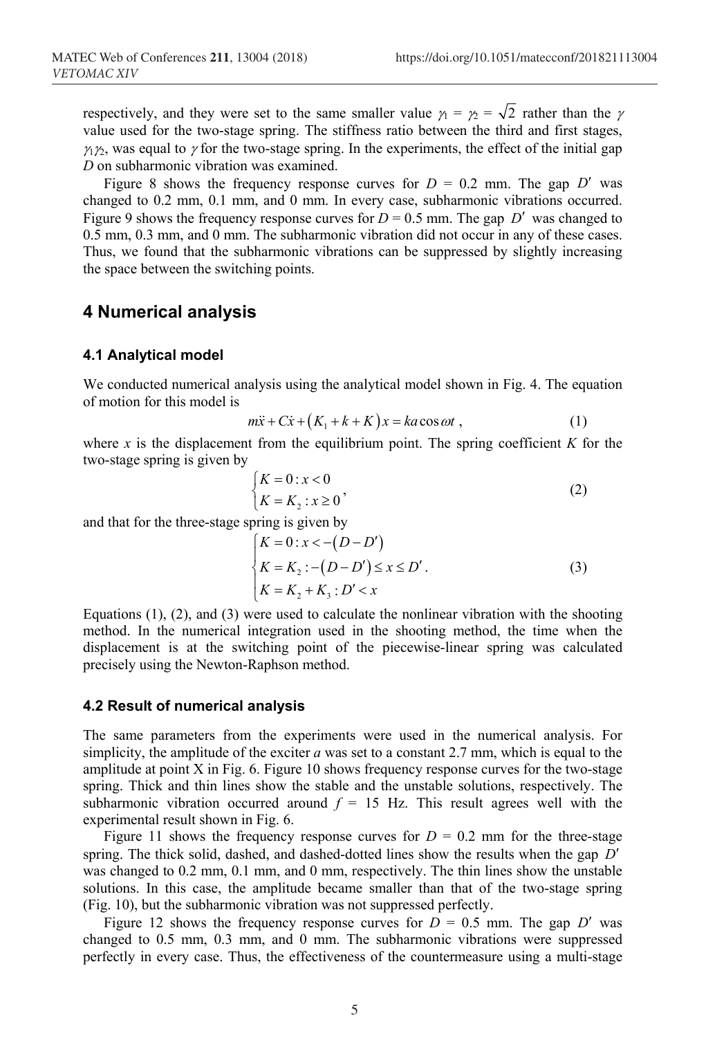respectively, and they were set to the same smaller value $\gamma_1 = \gamma_2 = \sqrt{2}$ rather than the $\gamma$ value used for the two-stage spring. The stiffness ratio between the third and first stages, $\gamma_1\gamma_2$, was equal to $\gamma$ for the two-stage spring. In the experiments, the effect of the initial gap $D$ on subharmonic vibration was examined.

Figure 8 shows the frequency response curves for $D$ = 0.2 mm. The gap $D'$ was changed to 0.2 mm, 0.1 mm, and 0 mm. In every case, subharmonic vibrations occurred. Figure 9 shows the frequency response curves for $D$ = 0.5 mm. The gap $D'$ was changed to 0.5 mm, 0.3 mm, and 0 mm. The subharmonic vibration did not occur in any of these cases. Thus, we found that the subharmonic vibrations can be suppressed by slightly increasing the space between the switching points.

## 4 Numerical analysis

### 4.1 Analytical model

We conducted numerical analysis using the analytical model shown in Fig. 4. The equation of motion for this model is

$$m\ddot{x} + C\dot{x} + \left(K_1 + k + K\right)x = ka\cos\omega t\,, \tag{1}$$

where $x$ is the displacement from the equilibrium point. The spring coefficient $K$ for the two-stage spring is given by

$$\begin{cases} K = 0 : x < 0 \\ K = K_2 : x \geq 0 \end{cases}, \tag{2}$$

and that for the three-stage spring is given by

$$\begin{cases} K = 0 : x < -\left(D - D'\right) \\ K = K_2 : -\left(D - D'\right) \leq x \leq D' \\ K = K_2 + K_3 : D' < x \end{cases}. \tag{3}$$

Equations (1), (2), and (3) were used to calculate the nonlinear vibration with the shooting method. In the numerical integration used in the shooting method, the time when the displacement is at the switching point of the piecewise-linear spring was calculated precisely using the Newton-Raphson method.

### 4.2 Result of numerical analysis

The same parameters from the experiments were used in the numerical analysis. For simplicity, the amplitude of the exciter $a$ was set to a constant 2.7 mm, which is equal to the amplitude at point X in Fig. 6. Figure 10 shows frequency response curves for the two-stage spring. Thick and thin lines show the stable and the unstable solutions, respectively. The subharmonic vibration occurred around $f$ = 15 Hz. This result agrees well with the experimental result shown in Fig. 6.

Figure 11 shows the frequency response curves for $D$ = 0.2 mm for the three-stage spring. The thick solid, dashed, and dashed-dotted lines show the results when the gap $D'$ was changed to 0.2 mm, 0.1 mm, and 0 mm, respectively. The thin lines show the unstable solutions. In this case, the amplitude became smaller than that of the two-stage spring (Fig. 10), but the subharmonic vibration was not suppressed perfectly.

Figure 12 shows the frequency response curves for $D$ = 0.5 mm. The gap $D'$ was changed to 0.5 mm, 0.3 mm, and 0 mm. The subharmonic vibrations were suppressed perfectly in every case. Thus, the effectiveness of the countermeasure using a multi-stage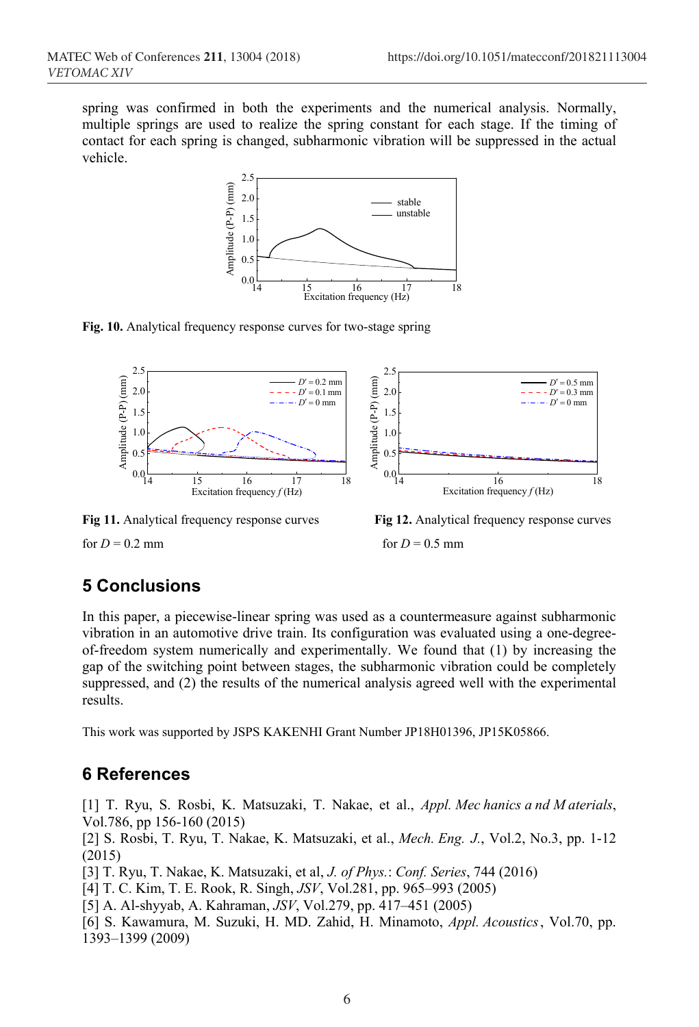spring was confirmed in both the experiments and the numerical analysis. Normally, multiple springs are used to realize the spring constant for each stage. If the timing of contact for each spring is changed, subharmonic vibration will be suppressed in the actual vehicle.

Amplitude (P-P) (mm)
2.5
2.0
1.5
1.0
0.5
0.0
14
15
16
17
18
Excitation frequency (Hz)
stable
unstable

**Fig. 10.** Analytical frequency response curves for two-stage spring

Amplitude (P-P) (mm)
2.5
2.0
1.5
1.0
0.5
0.0
14
15
16
17
18
Excitation frequency $f$ (Hz)
$D' = 0.2$ mm
$D' = 0.1$ mm
$D' = 0$ mm

**Fig 11.** Analytical frequency response curves for $D = 0.2$ mm

Amplitude (P-P) (mm)
2.5
2.0
1.5
1.0
0.5
0.0
14
16
18
Excitation frequency $f$ (Hz)
$D' = 0.5$ mm
$D' = 0.3$ mm
$D' = 0$ mm

**Fig 12.** Analytical frequency response curves for $D = 0.5$ mm

## 5 Conclusions

In this paper, a piecewise-linear spring was used as a countermeasure against subharmonic vibration in an automotive drive train. Its configuration was evaluated using a one-degree-of-freedom system numerically and experimentally. We found that (1) by increasing the gap of the switching point between stages, the subharmonic vibration could be completely suppressed, and (2) the results of the numerical analysis agreed well with the experimental results.

This work was supported by JSPS KAKENHI Grant Number JP18H01396, JP15K05866.

## 6 References

[1] T. Ryu, S. Rosbi, K. Matsuzaki, T. Nakae, et al., *Appl. Mechanics and Materials*, Vol.786, pp 156-160 (2015)

[2] S. Rosbi, T. Ryu, T. Nakae, K. Matsuzaki, et al., *Mech. Eng. J.*, Vol.2, No.3, pp. 1-12 (2015)

[3] T. Ryu, T. Nakae, K. Matsuzaki, et al, *J. of Phys.*: *Conf. Series*, 744 (2016)

[4] T. C. Kim, T. E. Rook, R. Singh, *JSV*, Vol.281, pp. 965–993 (2005)

[5] A. Al-shyyab, A. Kahraman, *JSV*, Vol.279, pp. 417–451 (2005)

[6] S. Kawamura, M. Suzuki, H. MD. Zahid, H. Minamoto, *Appl. Acoustics*, Vol.70, pp. 1393–1399 (2009)